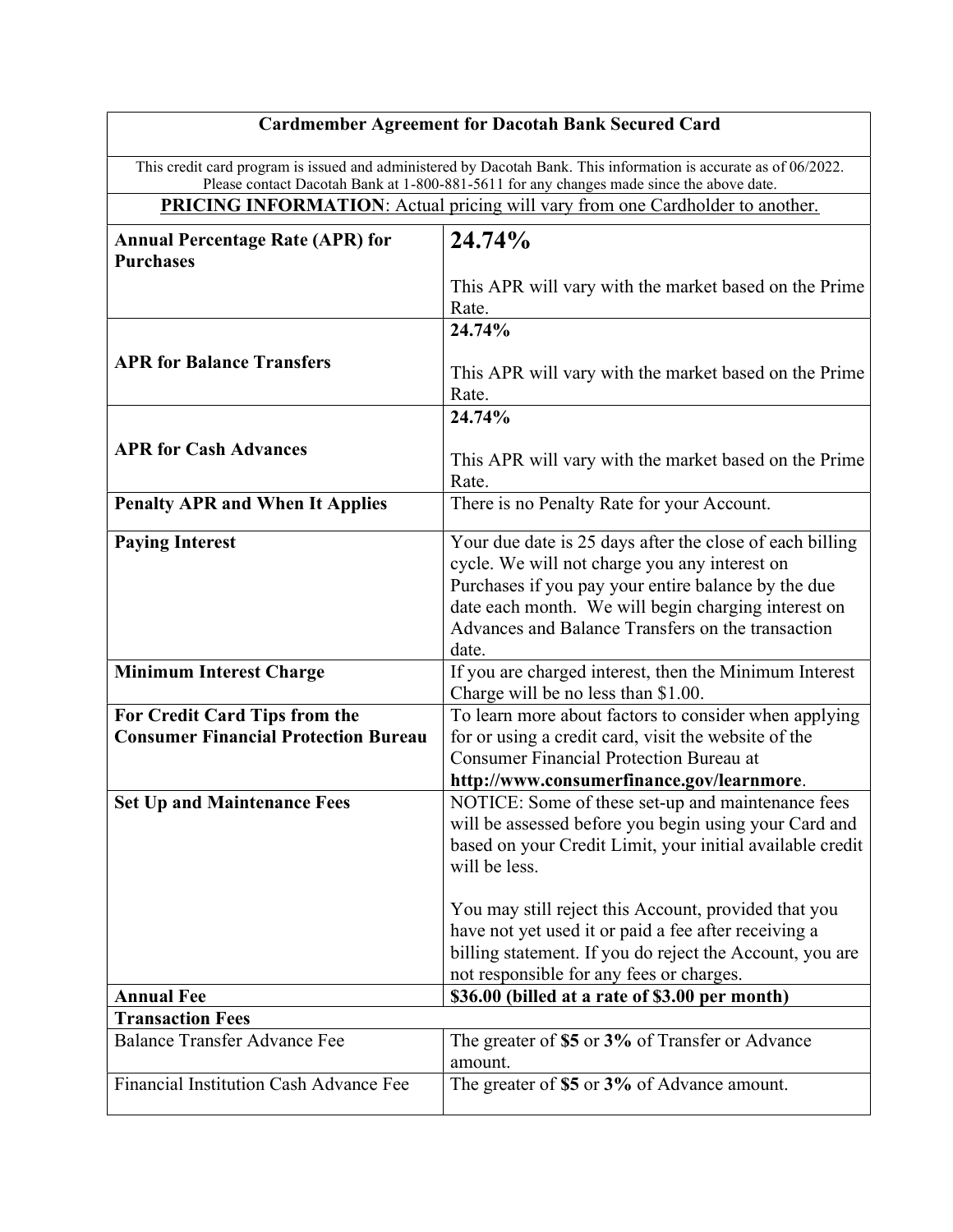| Cardmember Agreement for Dacotah Bank Secured Card | |
|---|---|
| This credit card program is issued and administered by Dacotah Bank. This information is accurate as of 06/2022. Please contact Dacotah Bank at 1-800-881-5611 for any changes made since the above date. | |
| **PRICING INFORMATION**: Actual pricing will vary from one Cardholder to another. | |
| **Annual Percentage Rate (APR) for Purchases** | **24.74%**<br><br>This APR will vary with the market based on the Prime Rate. |
| **APR for Balance Transfers** | **24.74%**<br><br>This APR will vary with the market based on the Prime Rate. |
| **APR for Cash Advances** | **24.74%**<br><br>This APR will vary with the market based on the Prime Rate. |
| **Penalty APR and When It Applies** | There is no Penalty Rate for your Account. |
| **Paying Interest** | Your due date is 25 days after the close of each billing cycle. We will not charge you any interest on Purchases if you pay your entire balance by the due date each month. We will begin charging interest on Advances and Balance Transfers on the transaction date. |
| **Minimum Interest Charge** | If you are charged interest, then the Minimum Interest Charge will be no less than $1.00. |
| **For Credit Card Tips from the Consumer Financial Protection Bureau** | To learn more about factors to consider when applying for or using a credit card, visit the website of the Consumer Financial Protection Bureau at **http://www.consumerfinance.gov/learnmore**. |
| **Set Up and Maintenance Fees** | NOTICE: Some of these set-up and maintenance fees will be assessed before you begin using your Card and based on your Credit Limit, your initial available credit will be less.<br><br>You may still reject this Account, provided that you have not yet used it or paid a fee after receiving a billing statement. If you do reject the Account, you are not responsible for any fees or charges. |
| **Annual Fee** | **$36.00 (billed at a rate of $3.00 per month)** |
| **Transaction Fees** | |
| Balance Transfer Advance Fee | The greater of **$5** or **3%** of Transfer or Advance amount. |
| Financial Institution Cash Advance Fee | The greater of **$5** or **3%** of Advance amount. |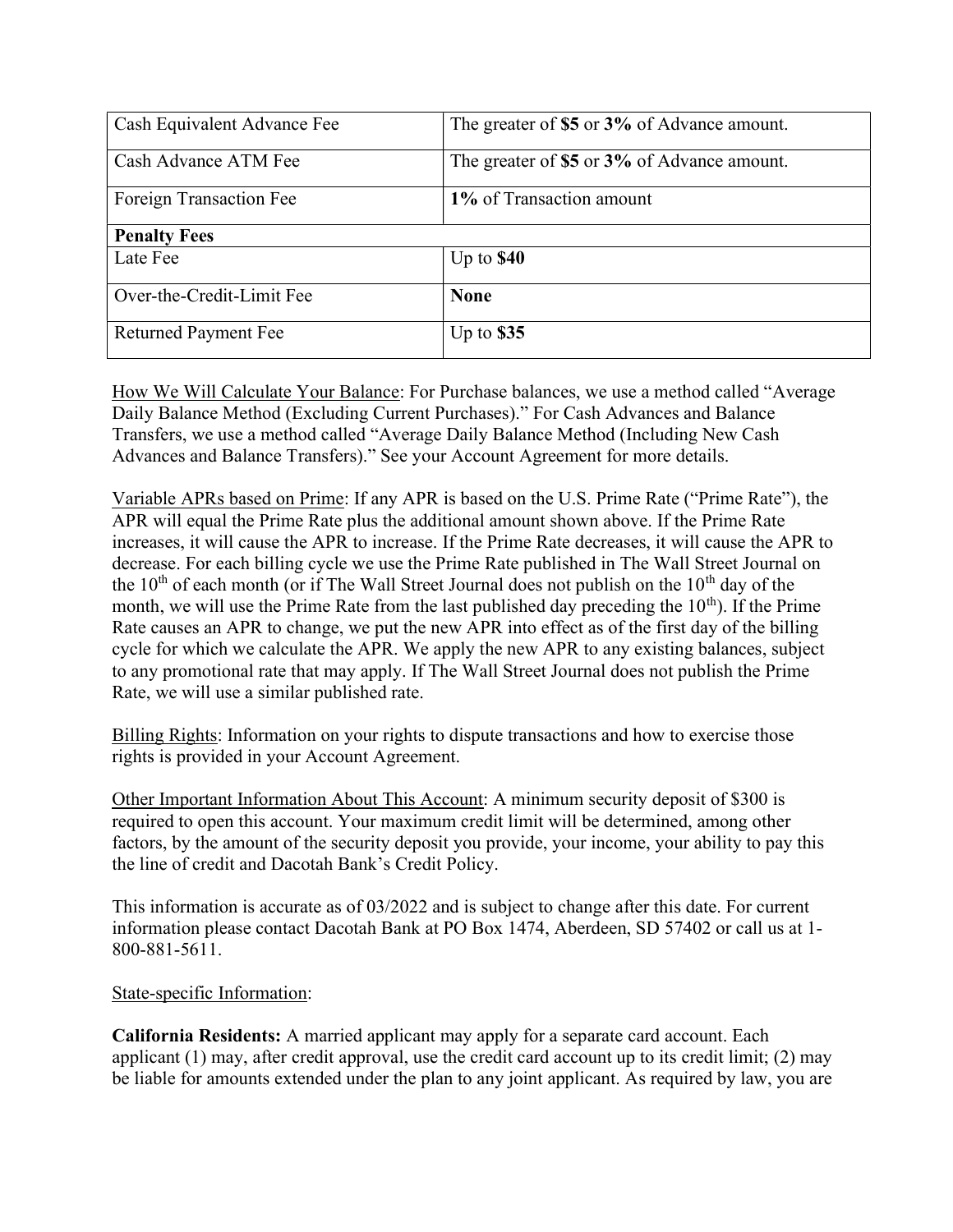| | |
|---|---|
| Cash Equivalent Advance Fee | The greater of **$5** or **3%** of Advance amount. |
| Cash Advance ATM Fee | The greater of **$5** or **3%** of Advance amount. |
| Foreign Transaction Fee | **1%** of Transaction amount |
| **Penalty Fees** | |
| Late Fee | Up to **$40** |
| Over-the-Credit-Limit Fee | **None** |
| Returned Payment Fee | Up to **$35** |

How We Will Calculate Your Balance: For Purchase balances, we use a method called "Average Daily Balance Method (Excluding Current Purchases)." For Cash Advances and Balance Transfers, we use a method called "Average Daily Balance Method (Including New Cash Advances and Balance Transfers)." See your Account Agreement for more details.

Variable APRs based on Prime: If any APR is based on the U.S. Prime Rate ("Prime Rate"), the APR will equal the Prime Rate plus the additional amount shown above. If the Prime Rate increases, it will cause the APR to increase. If the Prime Rate decreases, it will cause the APR to decrease. For each billing cycle we use the Prime Rate published in The Wall Street Journal on the 10th of each month (or if The Wall Street Journal does not publish on the 10th day of the month, we will use the Prime Rate from the last published day preceding the 10th). If the Prime Rate causes an APR to change, we put the new APR into effect as of the first day of the billing cycle for which we calculate the APR. We apply the new APR to any existing balances, subject to any promotional rate that may apply. If The Wall Street Journal does not publish the Prime Rate, we will use a similar published rate.

Billing Rights: Information on your rights to dispute transactions and how to exercise those rights is provided in your Account Agreement.

Other Important Information About This Account: A minimum security deposit of $300 is required to open this account. Your maximum credit limit will be determined, among other factors, by the amount of the security deposit you provide, your income, your ability to pay this the line of credit and Dacotah Bank's Credit Policy.

This information is accurate as of 03/2022 and is subject to change after this date. For current information please contact Dacotah Bank at PO Box 1474, Aberdeen, SD 57402 or call us at 1-800-881-5611.

State-specific Information:

**California Residents:** A married applicant may apply for a separate card account. Each applicant (1) may, after credit approval, use the credit card account up to its credit limit; (2) may be liable for amounts extended under the plan to any joint applicant. As required by law, you are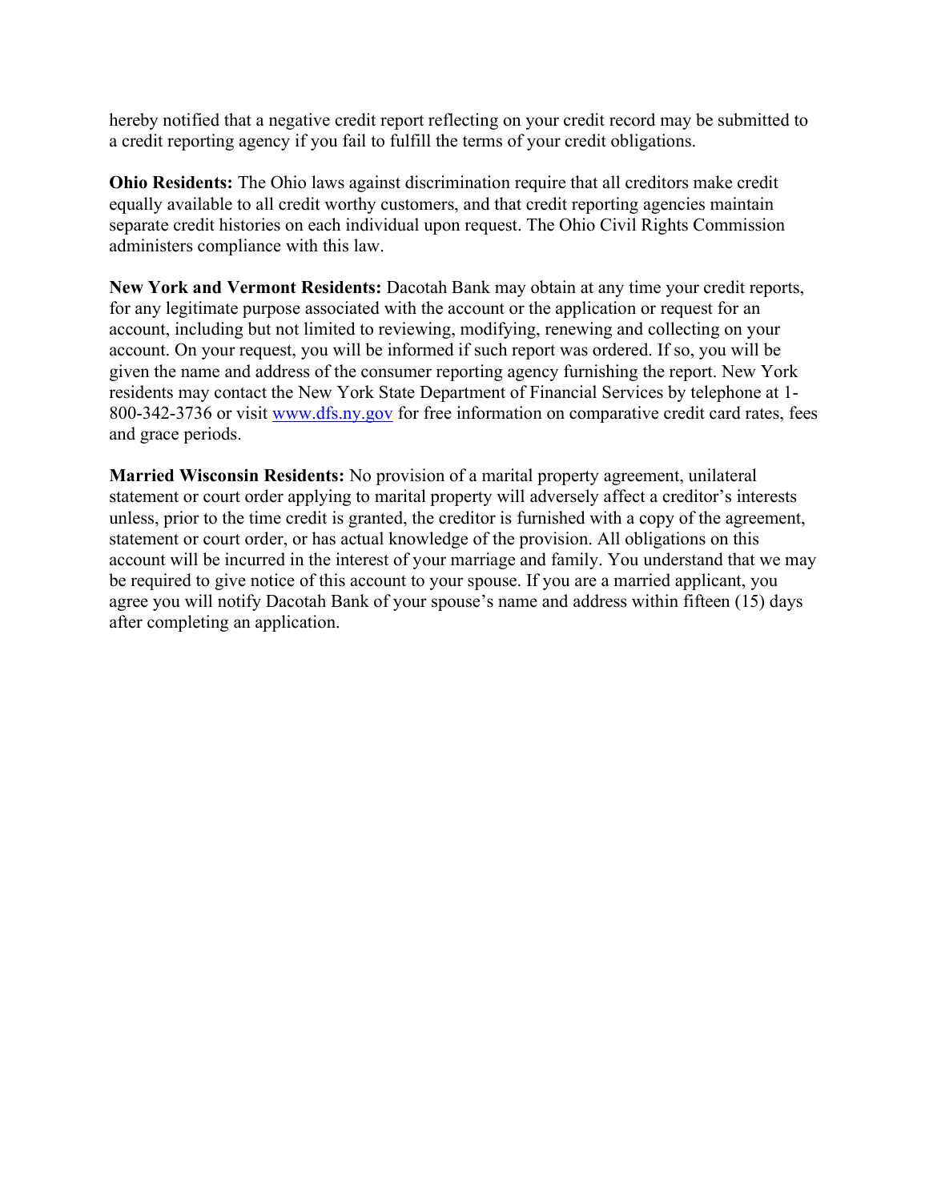hereby notified that a negative credit report reflecting on your credit record may be submitted to a credit reporting agency if you fail to fulfill the terms of your credit obligations.

**Ohio Residents:** The Ohio laws against discrimination require that all creditors make credit equally available to all credit worthy customers, and that credit reporting agencies maintain separate credit histories on each individual upon request. The Ohio Civil Rights Commission administers compliance with this law.

**New York and Vermont Residents:** Dacotah Bank may obtain at any time your credit reports, for any legitimate purpose associated with the account or the application or request for an account, including but not limited to reviewing, modifying, renewing and collecting on your account. On your request, you will be informed if such report was ordered. If so, you will be given the name and address of the consumer reporting agency furnishing the report. New York residents may contact the New York State Department of Financial Services by telephone at 1-800-342-3736 or visit [www.dfs.ny.gov](http://www.dfs.ny.gov) for free information on comparative credit card rates, fees and grace periods.

**Married Wisconsin Residents:** No provision of a marital property agreement, unilateral statement or court order applying to marital property will adversely affect a creditor's interests unless, prior to the time credit is granted, the creditor is furnished with a copy of the agreement, statement or court order, or has actual knowledge of the provision. All obligations on this account will be incurred in the interest of your marriage and family. You understand that we may be required to give notice of this account to your spouse. If you are a married applicant, you agree you will notify Dacotah Bank of your spouse's name and address within fifteen (15) days after completing an application.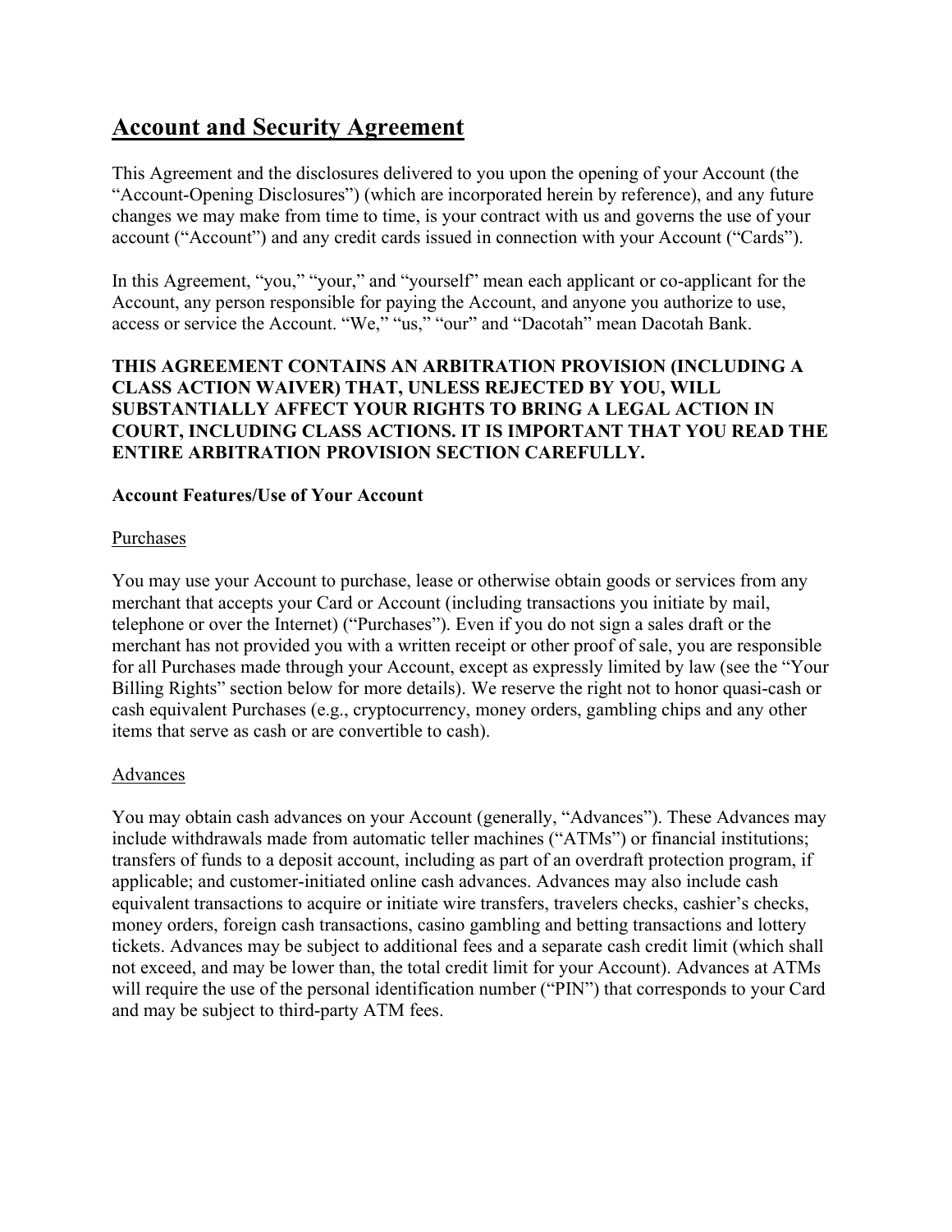# Account and Security Agreement

This Agreement and the disclosures delivered to you upon the opening of your Account (the "Account-Opening Disclosures") (which are incorporated herein by reference), and any future changes we may make from time to time, is your contract with us and governs the use of your account ("Account") and any credit cards issued in connection with your Account ("Cards").

In this Agreement, "you," "your," and "yourself" mean each applicant or co-applicant for the Account, any person responsible for paying the Account, and anyone you authorize to use, access or service the Account. "We," "us," "our" and "Dacotah" mean Dacotah Bank.

**THIS AGREEMENT CONTAINS AN ARBITRATION PROVISION (INCLUDING A CLASS ACTION WAIVER) THAT, UNLESS REJECTED BY YOU, WILL SUBSTANTIALLY AFFECT YOUR RIGHTS TO BRING A LEGAL ACTION IN COURT, INCLUDING CLASS ACTIONS. IT IS IMPORTANT THAT YOU READ THE ENTIRE ARBITRATION PROVISION SECTION CAREFULLY.**

**Account Features/Use of Your Account**

Purchases

You may use your Account to purchase, lease or otherwise obtain goods or services from any merchant that accepts your Card or Account (including transactions you initiate by mail, telephone or over the Internet) ("Purchases"). Even if you do not sign a sales draft or the merchant has not provided you with a written receipt or other proof of sale, you are responsible for all Purchases made through your Account, except as expressly limited by law (see the "Your Billing Rights" section below for more details). We reserve the right not to honor quasi-cash or cash equivalent Purchases (e.g., cryptocurrency, money orders, gambling chips and any other items that serve as cash or are convertible to cash).

Advances

You may obtain cash advances on your Account (generally, "Advances"). These Advances may include withdrawals made from automatic teller machines ("ATMs") or financial institutions; transfers of funds to a deposit account, including as part of an overdraft protection program, if applicable; and customer-initiated online cash advances. Advances may also include cash equivalent transactions to acquire or initiate wire transfers, travelers checks, cashier's checks, money orders, foreign cash transactions, casino gambling and betting transactions and lottery tickets. Advances may be subject to additional fees and a separate cash credit limit (which shall not exceed, and may be lower than, the total credit limit for your Account). Advances at ATMs will require the use of the personal identification number ("PIN") that corresponds to your Card and may be subject to third-party ATM fees.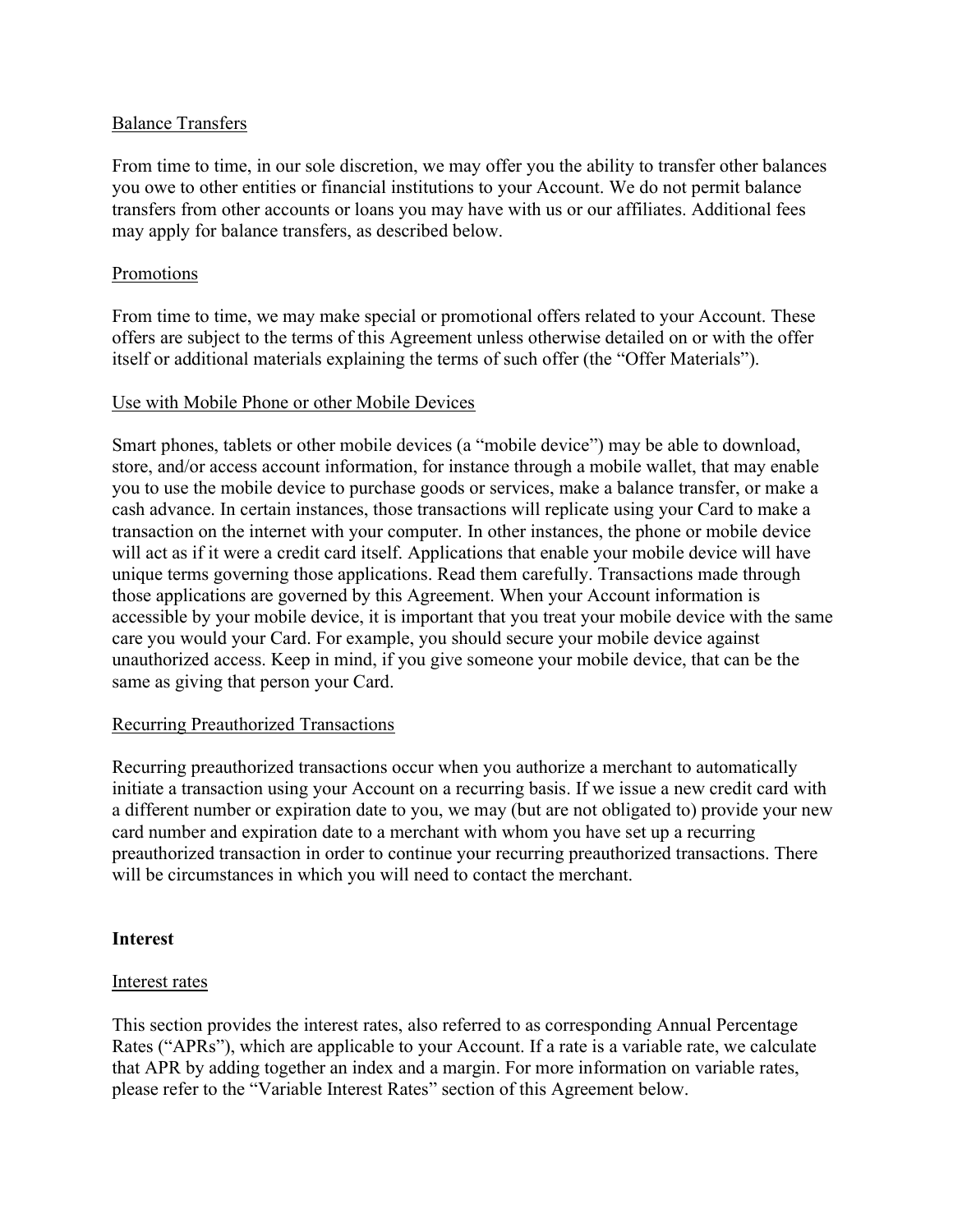Balance Transfers

From time to time, in our sole discretion, we may offer you the ability to transfer other balances you owe to other entities or financial institutions to your Account. We do not permit balance transfers from other accounts or loans you may have with us or our affiliates. Additional fees may apply for balance transfers, as described below.

Promotions

From time to time, we may make special or promotional offers related to your Account. These offers are subject to the terms of this Agreement unless otherwise detailed on or with the offer itself or additional materials explaining the terms of such offer (the "Offer Materials").

Use with Mobile Phone or other Mobile Devices

Smart phones, tablets or other mobile devices (a "mobile device") may be able to download, store, and/or access account information, for instance through a mobile wallet, that may enable you to use the mobile device to purchase goods or services, make a balance transfer, or make a cash advance. In certain instances, those transactions will replicate using your Card to make a transaction on the internet with your computer. In other instances, the phone or mobile device will act as if it were a credit card itself. Applications that enable your mobile device will have unique terms governing those applications. Read them carefully. Transactions made through those applications are governed by this Agreement. When your Account information is accessible by your mobile device, it is important that you treat your mobile device with the same care you would your Card. For example, you should secure your mobile device against unauthorized access. Keep in mind, if you give someone your mobile device, that can be the same as giving that person your Card.

Recurring Preauthorized Transactions

Recurring preauthorized transactions occur when you authorize a merchant to automatically initiate a transaction using your Account on a recurring basis. If we issue a new credit card with a different number or expiration date to you, we may (but are not obligated to) provide your new card number and expiration date to a merchant with whom you have set up a recurring preauthorized transaction in order to continue your recurring preauthorized transactions. There will be circumstances in which you will need to contact the merchant.

**Interest**

Interest rates

This section provides the interest rates, also referred to as corresponding Annual Percentage Rates ("APRs"), which are applicable to your Account. If a rate is a variable rate, we calculate that APR by adding together an index and a margin. For more information on variable rates, please refer to the "Variable Interest Rates" section of this Agreement below.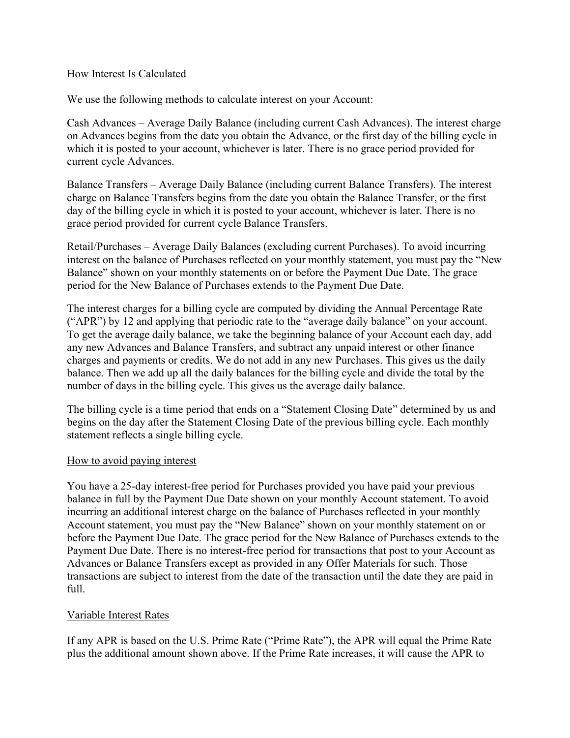## How Interest Is Calculated

We use the following methods to calculate interest on your Account:

Cash Advances – Average Daily Balance (including current Cash Advances). The interest charge on Advances begins from the date you obtain the Advance, or the first day of the billing cycle in which it is posted to your account, whichever is later. There is no grace period provided for current cycle Advances.

Balance Transfers – Average Daily Balance (including current Balance Transfers). The interest charge on Balance Transfers begins from the date you obtain the Balance Transfer, or the first day of the billing cycle in which it is posted to your account, whichever is later. There is no grace period provided for current cycle Balance Transfers.

Retail/Purchases – Average Daily Balances (excluding current Purchases). To avoid incurring interest on the balance of Purchases reflected on your monthly statement, you must pay the "New Balance" shown on your monthly statements on or before the Payment Due Date. The grace period for the New Balance of Purchases extends to the Payment Due Date.

The interest charges for a billing cycle are computed by dividing the Annual Percentage Rate ("APR") by 12 and applying that periodic rate to the "average daily balance" on your account. To get the average daily balance, we take the beginning balance of your Account each day, add any new Advances and Balance Transfers, and subtract any unpaid interest or other finance charges and payments or credits. We do not add in any new Purchases. This gives us the daily balance. Then we add up all the daily balances for the billing cycle and divide the total by the number of days in the billing cycle. This gives us the average daily balance.

The billing cycle is a time period that ends on a "Statement Closing Date" determined by us and begins on the day after the Statement Closing Date of the previous billing cycle. Each monthly statement reflects a single billing cycle.

## How to avoid paying interest

You have a 25-day interest-free period for Purchases provided you have paid your previous balance in full by the Payment Due Date shown on your monthly Account statement. To avoid incurring an additional interest charge on the balance of Purchases reflected in your monthly Account statement, you must pay the "New Balance" shown on your monthly statement on or before the Payment Due Date. The grace period for the New Balance of Purchases extends to the Payment Due Date. There is no interest-free period for transactions that post to your Account as Advances or Balance Transfers except as provided in any Offer Materials for such. Those transactions are subject to interest from the date of the transaction until the date they are paid in full.

## Variable Interest Rates

If any APR is based on the U.S. Prime Rate ("Prime Rate"), the APR will equal the Prime Rate plus the additional amount shown above. If the Prime Rate increases, it will cause the APR to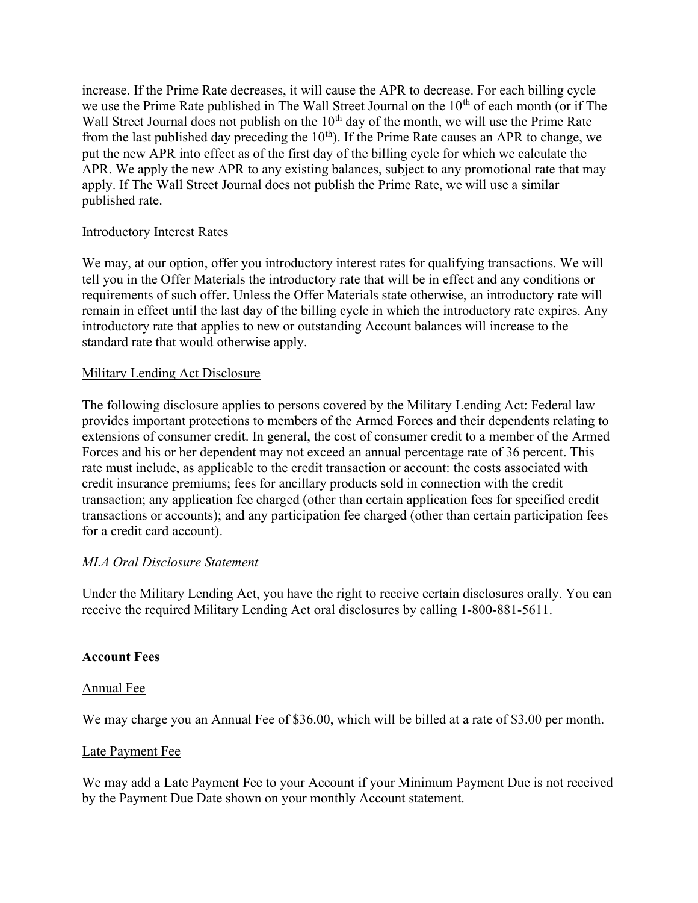increase. If the Prime Rate decreases, it will cause the APR to decrease. For each billing cycle we use the Prime Rate published in The Wall Street Journal on the 10th of each month (or if The Wall Street Journal does not publish on the 10th day of the month, we will use the Prime Rate from the last published day preceding the 10th). If the Prime Rate causes an APR to change, we put the new APR into effect as of the first day of the billing cycle for which we calculate the APR. We apply the new APR to any existing balances, subject to any promotional rate that may apply. If The Wall Street Journal does not publish the Prime Rate, we will use a similar published rate.

Introductory Interest Rates

We may, at our option, offer you introductory interest rates for qualifying transactions. We will tell you in the Offer Materials the introductory rate that will be in effect and any conditions or requirements of such offer. Unless the Offer Materials state otherwise, an introductory rate will remain in effect until the last day of the billing cycle in which the introductory rate expires. Any introductory rate that applies to new or outstanding Account balances will increase to the standard rate that would otherwise apply.

Military Lending Act Disclosure

The following disclosure applies to persons covered by the Military Lending Act: Federal law provides important protections to members of the Armed Forces and their dependents relating to extensions of consumer credit. In general, the cost of consumer credit to a member of the Armed Forces and his or her dependent may not exceed an annual percentage rate of 36 percent. This rate must include, as applicable to the credit transaction or account: the costs associated with credit insurance premiums; fees for ancillary products sold in connection with the credit transaction; any application fee charged (other than certain application fees for specified credit transactions or accounts); and any participation fee charged (other than certain participation fees for a credit card account).

*MLA Oral Disclosure Statement*

Under the Military Lending Act, you have the right to receive certain disclosures orally. You can receive the required Military Lending Act oral disclosures by calling 1-800-881-5611.

**Account Fees**

Annual Fee

We may charge you an Annual Fee of $36.00, which will be billed at a rate of $3.00 per month.

Late Payment Fee

We may add a Late Payment Fee to your Account if your Minimum Payment Due is not received by the Payment Due Date shown on your monthly Account statement.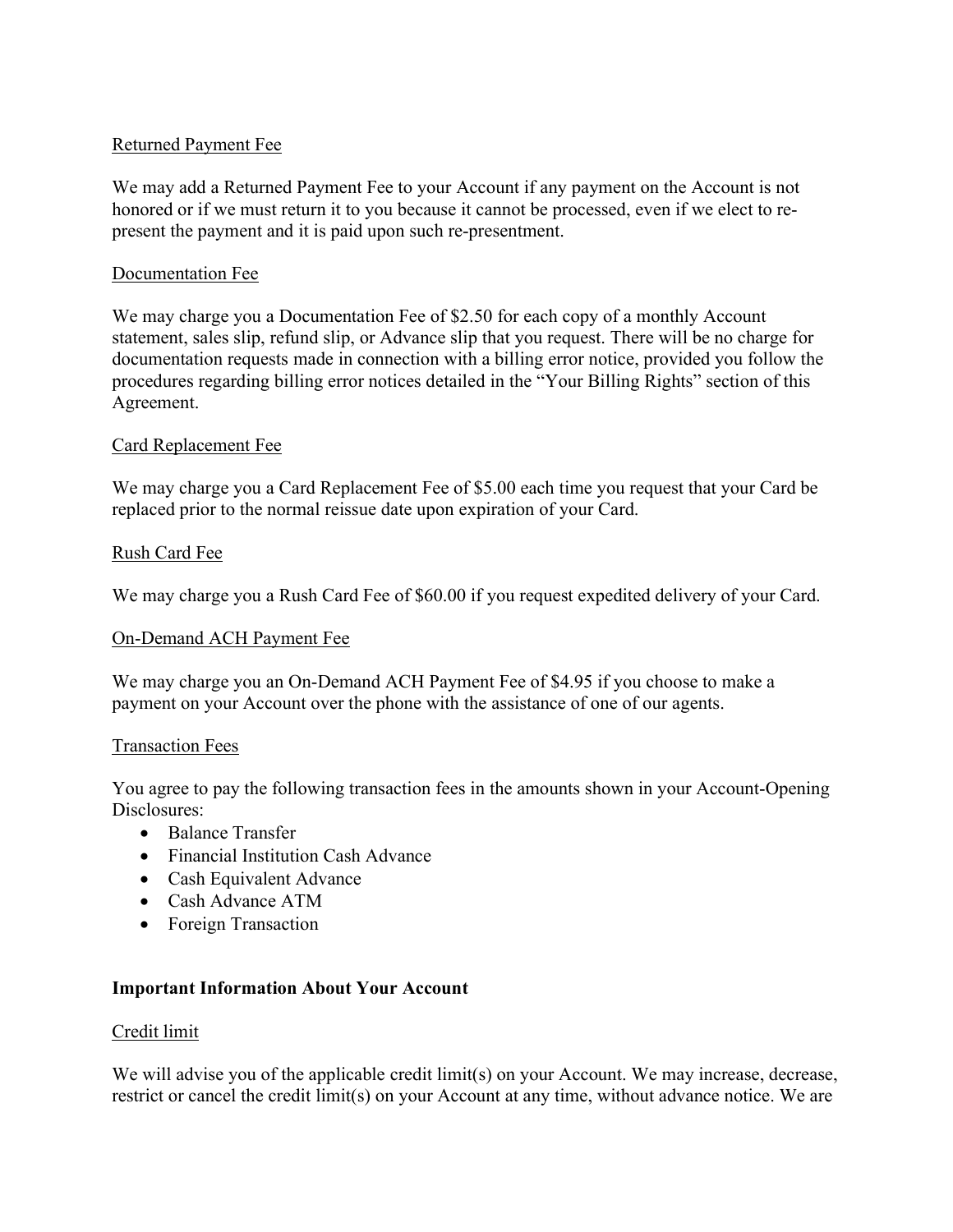Returned Payment Fee

We may add a Returned Payment Fee to your Account if any payment on the Account is not honored or if we must return it to you because it cannot be processed, even if we elect to re-present the payment and it is paid upon such re-presentment.

Documentation Fee

We may charge you a Documentation Fee of $2.50 for each copy of a monthly Account statement, sales slip, refund slip, or Advance slip that you request. There will be no charge for documentation requests made in connection with a billing error notice, provided you follow the procedures regarding billing error notices detailed in the "Your Billing Rights" section of this Agreement.

Card Replacement Fee

We may charge you a Card Replacement Fee of $5.00 each time you request that your Card be replaced prior to the normal reissue date upon expiration of your Card.

Rush Card Fee

We may charge you a Rush Card Fee of $60.00 if you request expedited delivery of your Card.

On-Demand ACH Payment Fee

We may charge you an On-Demand ACH Payment Fee of $4.95 if you choose to make a payment on your Account over the phone with the assistance of one of our agents.

Transaction Fees

You agree to pay the following transaction fees in the amounts shown in your Account-Opening Disclosures:

- Balance Transfer
- Financial Institution Cash Advance
- Cash Equivalent Advance
- Cash Advance ATM
- Foreign Transaction

**Important Information About Your Account**

Credit limit

We will advise you of the applicable credit limit(s) on your Account. We may increase, decrease, restrict or cancel the credit limit(s) on your Account at any time, without advance notice. We are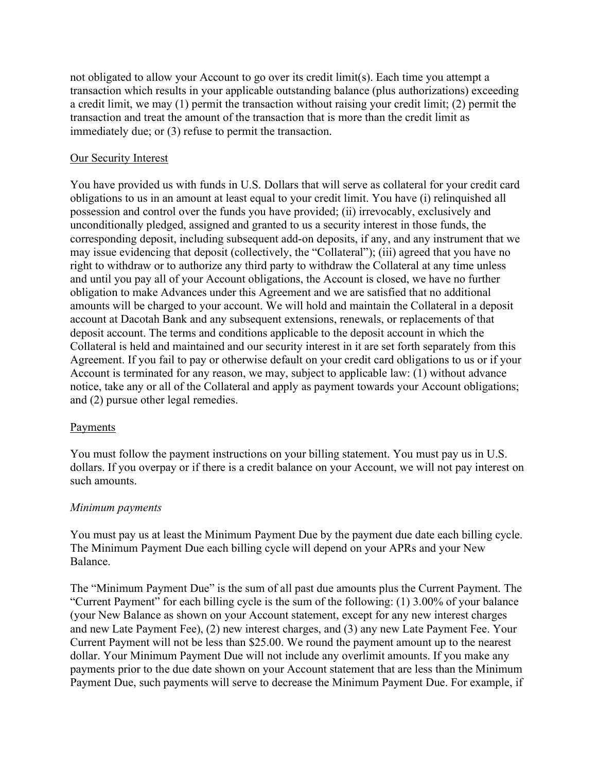not obligated to allow your Account to go over its credit limit(s). Each time you attempt a transaction which results in your applicable outstanding balance (plus authorizations) exceeding a credit limit, we may (1) permit the transaction without raising your credit limit; (2) permit the transaction and treat the amount of the transaction that is more than the credit limit as immediately due; or (3) refuse to permit the transaction.

Our Security Interest

You have provided us with funds in U.S. Dollars that will serve as collateral for your credit card obligations to us in an amount at least equal to your credit limit. You have (i) relinquished all possession and control over the funds you have provided; (ii) irrevocably, exclusively and unconditionally pledged, assigned and granted to us a security interest in those funds, the corresponding deposit, including subsequent add-on deposits, if any, and any instrument that we may issue evidencing that deposit (collectively, the "Collateral"); (iii) agreed that you have no right to withdraw or to authorize any third party to withdraw the Collateral at any time unless and until you pay all of your Account obligations, the Account is closed, we have no further obligation to make Advances under this Agreement and we are satisfied that no additional amounts will be charged to your account. We will hold and maintain the Collateral in a deposit account at Dacotah Bank and any subsequent extensions, renewals, or replacements of that deposit account. The terms and conditions applicable to the deposit account in which the Collateral is held and maintained and our security interest in it are set forth separately from this Agreement. If you fail to pay or otherwise default on your credit card obligations to us or if your Account is terminated for any reason, we may, subject to applicable law: (1) without advance notice, take any or all of the Collateral and apply as payment towards your Account obligations; and (2) pursue other legal remedies.

Payments

You must follow the payment instructions on your billing statement. You must pay us in U.S. dollars. If you overpay or if there is a credit balance on your Account, we will not pay interest on such amounts.

*Minimum payments*

You must pay us at least the Minimum Payment Due by the payment due date each billing cycle. The Minimum Payment Due each billing cycle will depend on your APRs and your New Balance.

The "Minimum Payment Due" is the sum of all past due amounts plus the Current Payment. The "Current Payment" for each billing cycle is the sum of the following: (1) 3.00% of your balance (your New Balance as shown on your Account statement, except for any new interest charges and new Late Payment Fee), (2) new interest charges, and (3) any new Late Payment Fee. Your Current Payment will not be less than $25.00. We round the payment amount up to the nearest dollar. Your Minimum Payment Due will not include any overlimit amounts. If you make any payments prior to the due date shown on your Account statement that are less than the Minimum Payment Due, such payments will serve to decrease the Minimum Payment Due. For example, if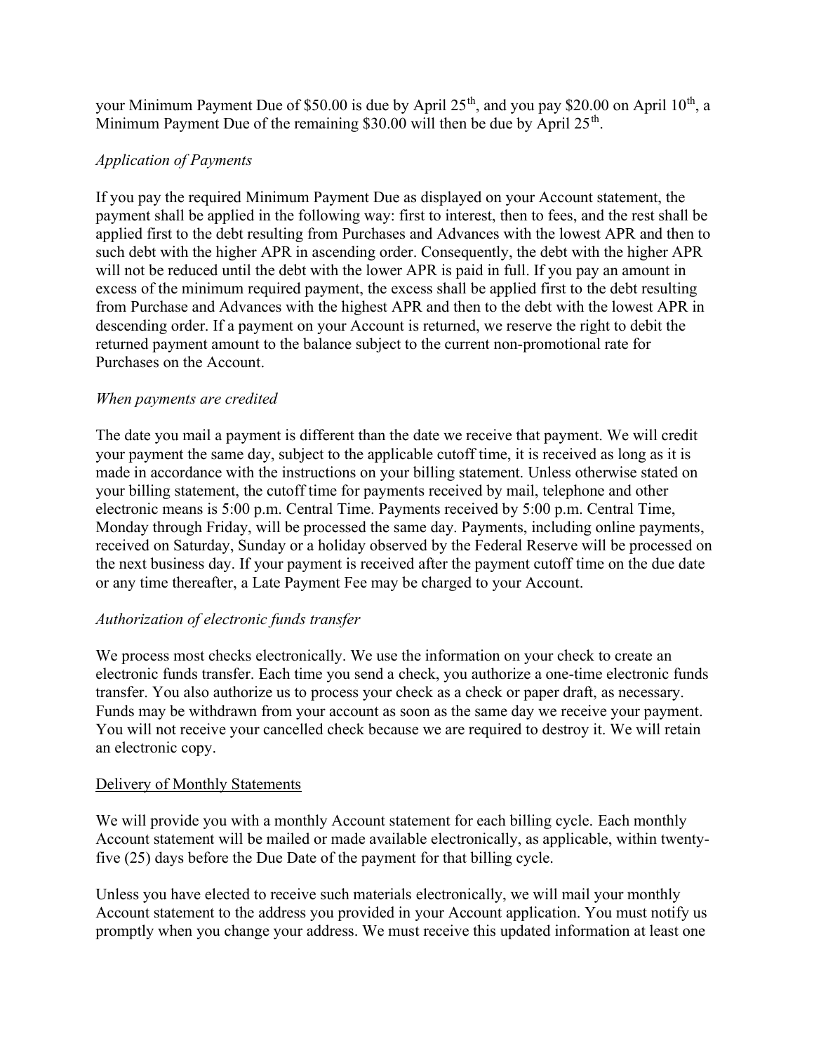your Minimum Payment Due of $50.00 is due by April 25th, and you pay $20.00 on April 10th, a Minimum Payment Due of the remaining $30.00 will then be due by April 25th.

*Application of Payments*

If you pay the required Minimum Payment Due as displayed on your Account statement, the payment shall be applied in the following way: first to interest, then to fees, and the rest shall be applied first to the debt resulting from Purchases and Advances with the lowest APR and then to such debt with the higher APR in ascending order. Consequently, the debt with the higher APR will not be reduced until the debt with the lower APR is paid in full. If you pay an amount in excess of the minimum required payment, the excess shall be applied first to the debt resulting from Purchase and Advances with the highest APR and then to the debt with the lowest APR in descending order. If a payment on your Account is returned, we reserve the right to debit the returned payment amount to the balance subject to the current non-promotional rate for Purchases on the Account.

*When payments are credited*

The date you mail a payment is different than the date we receive that payment. We will credit your payment the same day, subject to the applicable cutoff time, it is received as long as it is made in accordance with the instructions on your billing statement. Unless otherwise stated on your billing statement, the cutoff time for payments received by mail, telephone and other electronic means is 5:00 p.m. Central Time. Payments received by 5:00 p.m. Central Time, Monday through Friday, will be processed the same day. Payments, including online payments, received on Saturday, Sunday or a holiday observed by the Federal Reserve will be processed on the next business day. If your payment is received after the payment cutoff time on the due date or any time thereafter, a Late Payment Fee may be charged to your Account.

*Authorization of electronic funds transfer*

We process most checks electronically. We use the information on your check to create an electronic funds transfer. Each time you send a check, you authorize a one-time electronic funds transfer. You also authorize us to process your check as a check or paper draft, as necessary. Funds may be withdrawn from your account as soon as the same day we receive your payment. You will not receive your cancelled check because we are required to destroy it. We will retain an electronic copy.

<u>Delivery of Monthly Statements</u>

We will provide you with a monthly Account statement for each billing cycle. Each monthly Account statement will be mailed or made available electronically, as applicable, within twenty-five (25) days before the Due Date of the payment for that billing cycle.

Unless you have elected to receive such materials electronically, we will mail your monthly Account statement to the address you provided in your Account application. You must notify us promptly when you change your address. We must receive this updated information at least one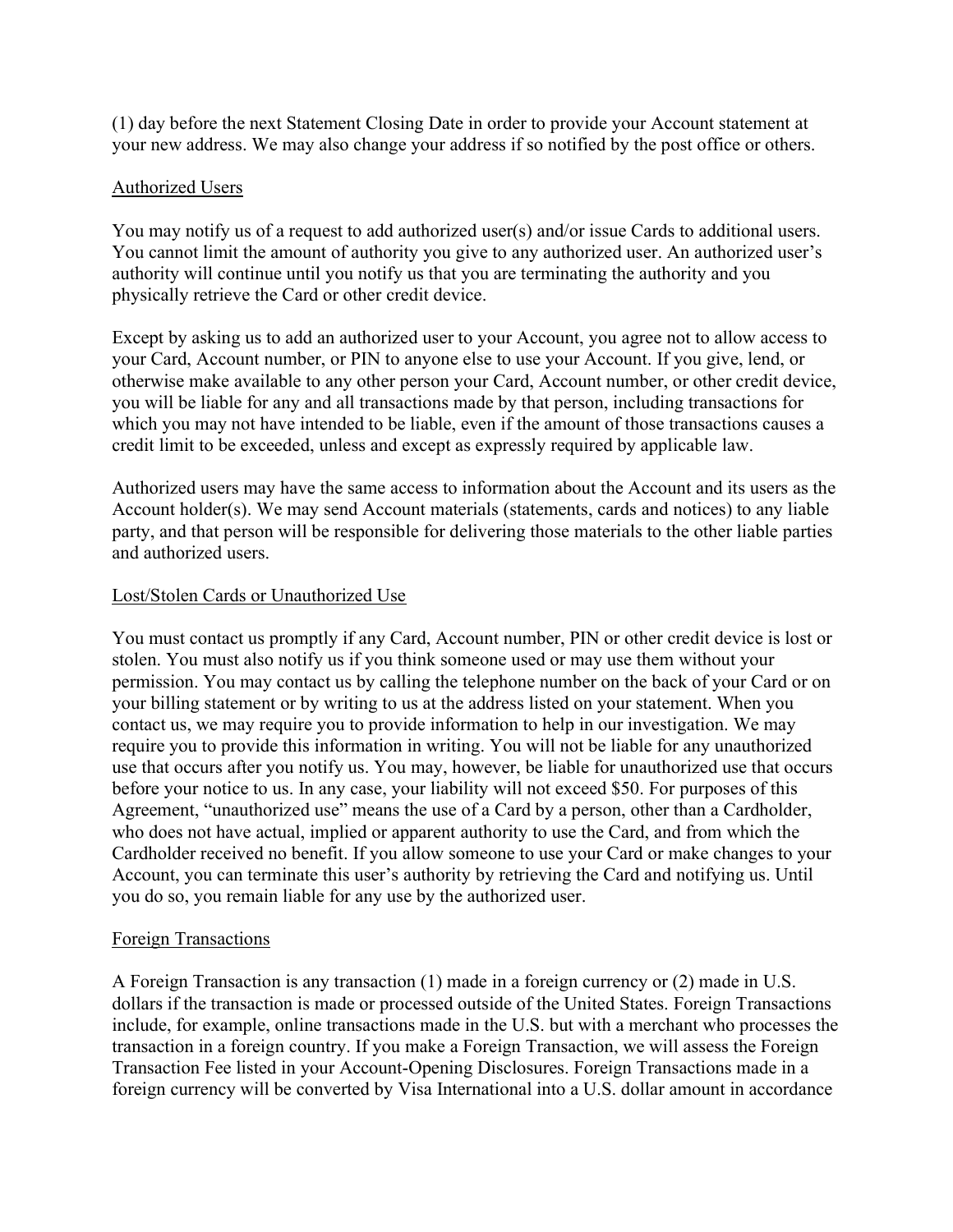(1) day before the next Statement Closing Date in order to provide your Account statement at your new address. We may also change your address if so notified by the post office or others.

## Authorized Users

You may notify us of a request to add authorized user(s) and/or issue Cards to additional users. You cannot limit the amount of authority you give to any authorized user. An authorized user's authority will continue until you notify us that you are terminating the authority and you physically retrieve the Card or other credit device.

Except by asking us to add an authorized user to your Account, you agree not to allow access to your Card, Account number, or PIN to anyone else to use your Account. If you give, lend, or otherwise make available to any other person your Card, Account number, or other credit device, you will be liable for any and all transactions made by that person, including transactions for which you may not have intended to be liable, even if the amount of those transactions causes a credit limit to be exceeded, unless and except as expressly required by applicable law.

Authorized users may have the same access to information about the Account and its users as the Account holder(s). We may send Account materials (statements, cards and notices) to any liable party, and that person will be responsible for delivering those materials to the other liable parties and authorized users.

## Lost/Stolen Cards or Unauthorized Use

You must contact us promptly if any Card, Account number, PIN or other credit device is lost or stolen. You must also notify us if you think someone used or may use them without your permission. You may contact us by calling the telephone number on the back of your Card or on your billing statement or by writing to us at the address listed on your statement. When you contact us, we may require you to provide information to help in our investigation. We may require you to provide this information in writing. You will not be liable for any unauthorized use that occurs after you notify us. You may, however, be liable for unauthorized use that occurs before your notice to us. In any case, your liability will not exceed $50. For purposes of this Agreement, "unauthorized use" means the use of a Card by a person, other than a Cardholder, who does not have actual, implied or apparent authority to use the Card, and from which the Cardholder received no benefit. If you allow someone to use your Card or make changes to your Account, you can terminate this user's authority by retrieving the Card and notifying us. Until you do so, you remain liable for any use by the authorized user.

## Foreign Transactions

A Foreign Transaction is any transaction (1) made in a foreign currency or (2) made in U.S. dollars if the transaction is made or processed outside of the United States. Foreign Transactions include, for example, online transactions made in the U.S. but with a merchant who processes the transaction in a foreign country. If you make a Foreign Transaction, we will assess the Foreign Transaction Fee listed in your Account-Opening Disclosures. Foreign Transactions made in a foreign currency will be converted by Visa International into a U.S. dollar amount in accordance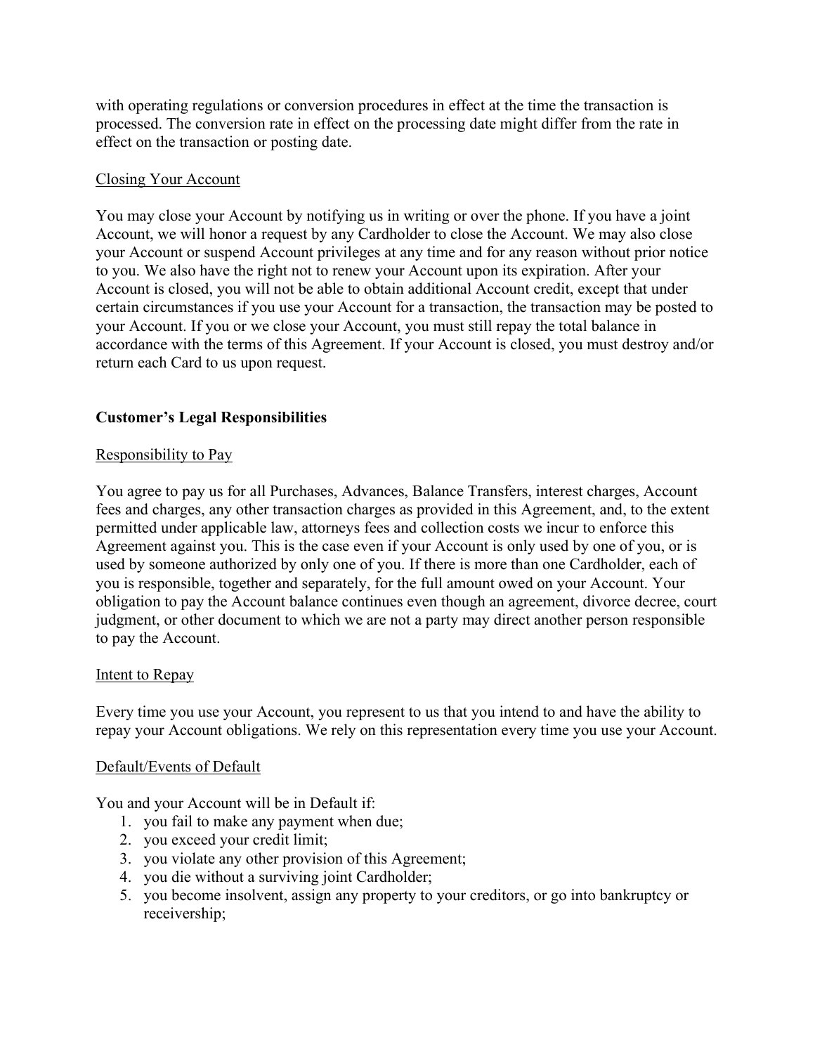with operating regulations or conversion procedures in effect at the time the transaction is processed. The conversion rate in effect on the processing date might differ from the rate in effect on the transaction or posting date.

Closing Your Account

You may close your Account by notifying us in writing or over the phone. If you have a joint Account, we will honor a request by any Cardholder to close the Account. We may also close your Account or suspend Account privileges at any time and for any reason without prior notice to you. We also have the right not to renew your Account upon its expiration. After your Account is closed, you will not be able to obtain additional Account credit, except that under certain circumstances if you use your Account for a transaction, the transaction may be posted to your Account. If you or we close your Account, you must still repay the total balance in accordance with the terms of this Agreement. If your Account is closed, you must destroy and/or return each Card to us upon request.

## Customer's Legal Responsibilities

Responsibility to Pay

You agree to pay us for all Purchases, Advances, Balance Transfers, interest charges, Account fees and charges, any other transaction charges as provided in this Agreement, and, to the extent permitted under applicable law, attorneys fees and collection costs we incur to enforce this Agreement against you. This is the case even if your Account is only used by one of you, or is used by someone authorized by only one of you. If there is more than one Cardholder, each of you is responsible, together and separately, for the full amount owed on your Account. Your obligation to pay the Account balance continues even though an agreement, divorce decree, court judgment, or other document to which we are not a party may direct another person responsible to pay the Account.

Intent to Repay

Every time you use your Account, you represent to us that you intend to and have the ability to repay your Account obligations. We rely on this representation every time you use your Account.

Default/Events of Default

You and your Account will be in Default if:

1. you fail to make any payment when due;
2. you exceed your credit limit;
3. you violate any other provision of this Agreement;
4. you die without a surviving joint Cardholder;
5. you become insolvent, assign any property to your creditors, or go into bankruptcy or receivership;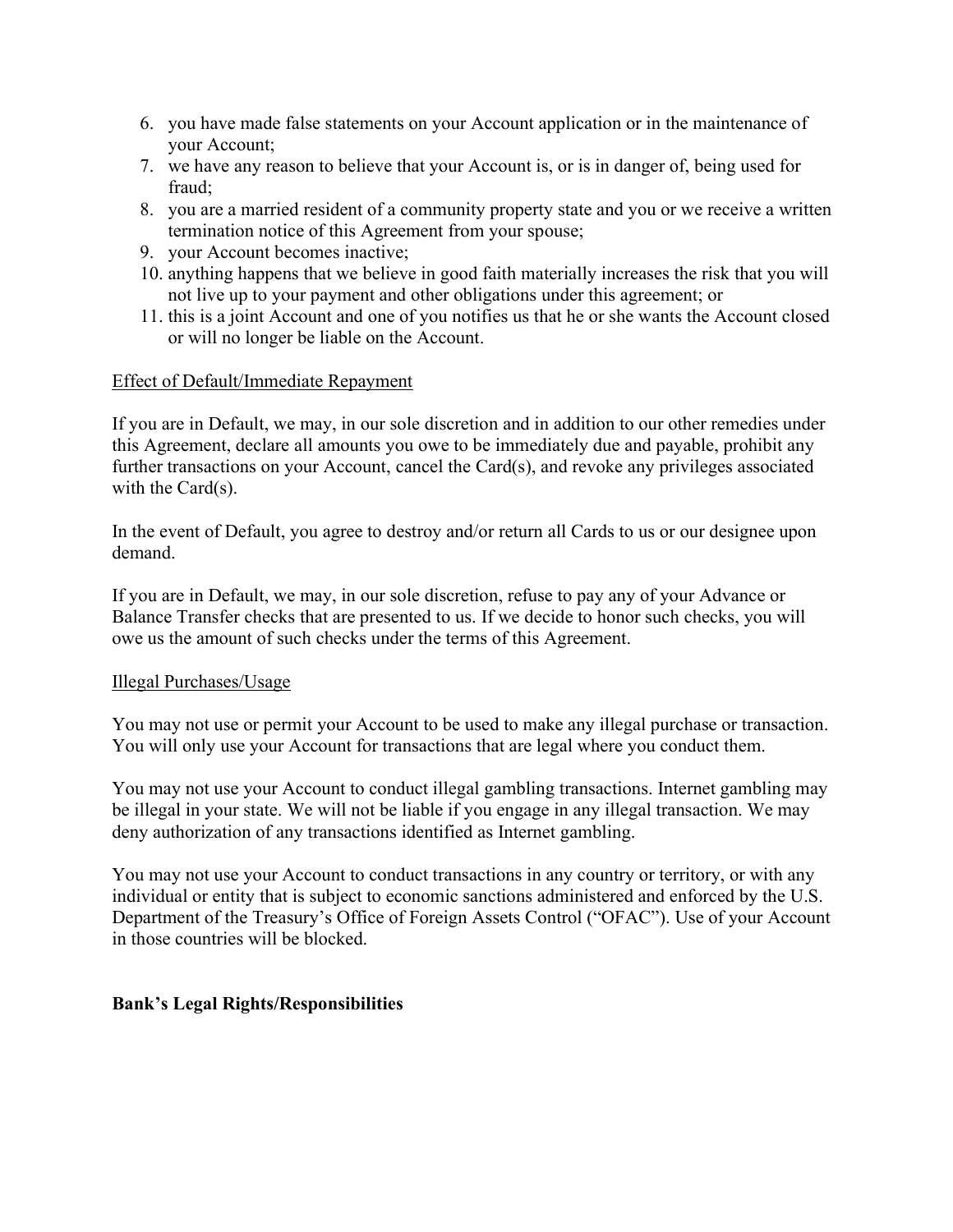6. you have made false statements on your Account application or in the maintenance of your Account;
7. we have any reason to believe that your Account is, or is in danger of, being used for fraud;
8. you are a married resident of a community property state and you or we receive a written termination notice of this Agreement from your spouse;
9. your Account becomes inactive;
10. anything happens that we believe in good faith materially increases the risk that you will not live up to your payment and other obligations under this agreement; or
11. this is a joint Account and one of you notifies us that he or she wants the Account closed or will no longer be liable on the Account.

<u>Effect of Default/Immediate Repayment</u>

If you are in Default, we may, in our sole discretion and in addition to our other remedies under this Agreement, declare all amounts you owe to be immediately due and payable, prohibit any further transactions on your Account, cancel the Card(s), and revoke any privileges associated with the Card(s).

In the event of Default, you agree to destroy and/or return all Cards to us or our designee upon demand.

If you are in Default, we may, in our sole discretion, refuse to pay any of your Advance or Balance Transfer checks that are presented to us. If we decide to honor such checks, you will owe us the amount of such checks under the terms of this Agreement.

<u>Illegal Purchases/Usage</u>

You may not use or permit your Account to be used to make any illegal purchase or transaction. You will only use your Account for transactions that are legal where you conduct them.

You may not use your Account to conduct illegal gambling transactions. Internet gambling may be illegal in your state. We will not be liable if you engage in any illegal transaction. We may deny authorization of any transactions identified as Internet gambling.

You may not use your Account to conduct transactions in any country or territory, or with any individual or entity that is subject to economic sanctions administered and enforced by the U.S. Department of the Treasury's Office of Foreign Assets Control ("OFAC"). Use of your Account in those countries will be blocked.

**Bank's Legal Rights/Responsibilities**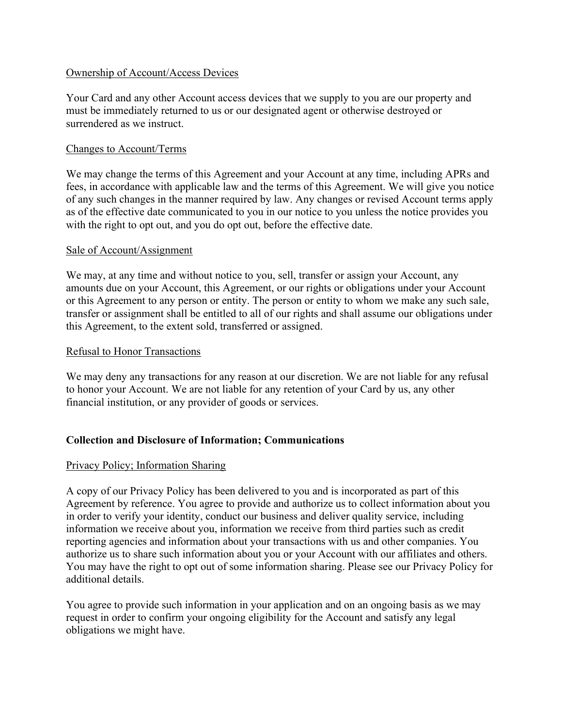Ownership of Account/Access Devices

Your Card and any other Account access devices that we supply to you are our property and must be immediately returned to us or our designated agent or otherwise destroyed or surrendered as we instruct.

Changes to Account/Terms

We may change the terms of this Agreement and your Account at any time, including APRs and fees, in accordance with applicable law and the terms of this Agreement. We will give you notice of any such changes in the manner required by law. Any changes or revised Account terms apply as of the effective date communicated to you in our notice to you unless the notice provides you with the right to opt out, and you do opt out, before the effective date.

Sale of Account/Assignment

We may, at any time and without notice to you, sell, transfer or assign your Account, any amounts due on your Account, this Agreement, or our rights or obligations under your Account or this Agreement to any person or entity. The person or entity to whom we make any such sale, transfer or assignment shall be entitled to all of our rights and shall assume our obligations under this Agreement, to the extent sold, transferred or assigned.

Refusal to Honor Transactions

We may deny any transactions for any reason at our discretion. We are not liable for any refusal to honor your Account. We are not liable for any retention of your Card by us, any other financial institution, or any provider of goods or services.

**Collection and Disclosure of Information; Communications**

Privacy Policy; Information Sharing

A copy of our Privacy Policy has been delivered to you and is incorporated as part of this Agreement by reference. You agree to provide and authorize us to collect information about you in order to verify your identity, conduct our business and deliver quality service, including information we receive about you, information we receive from third parties such as credit reporting agencies and information about your transactions with us and other companies. You authorize us to share such information about you or your Account with our affiliates and others. You may have the right to opt out of some information sharing. Please see our Privacy Policy for additional details.

You agree to provide such information in your application and on an ongoing basis as we may request in order to confirm your ongoing eligibility for the Account and satisfy any legal obligations we might have.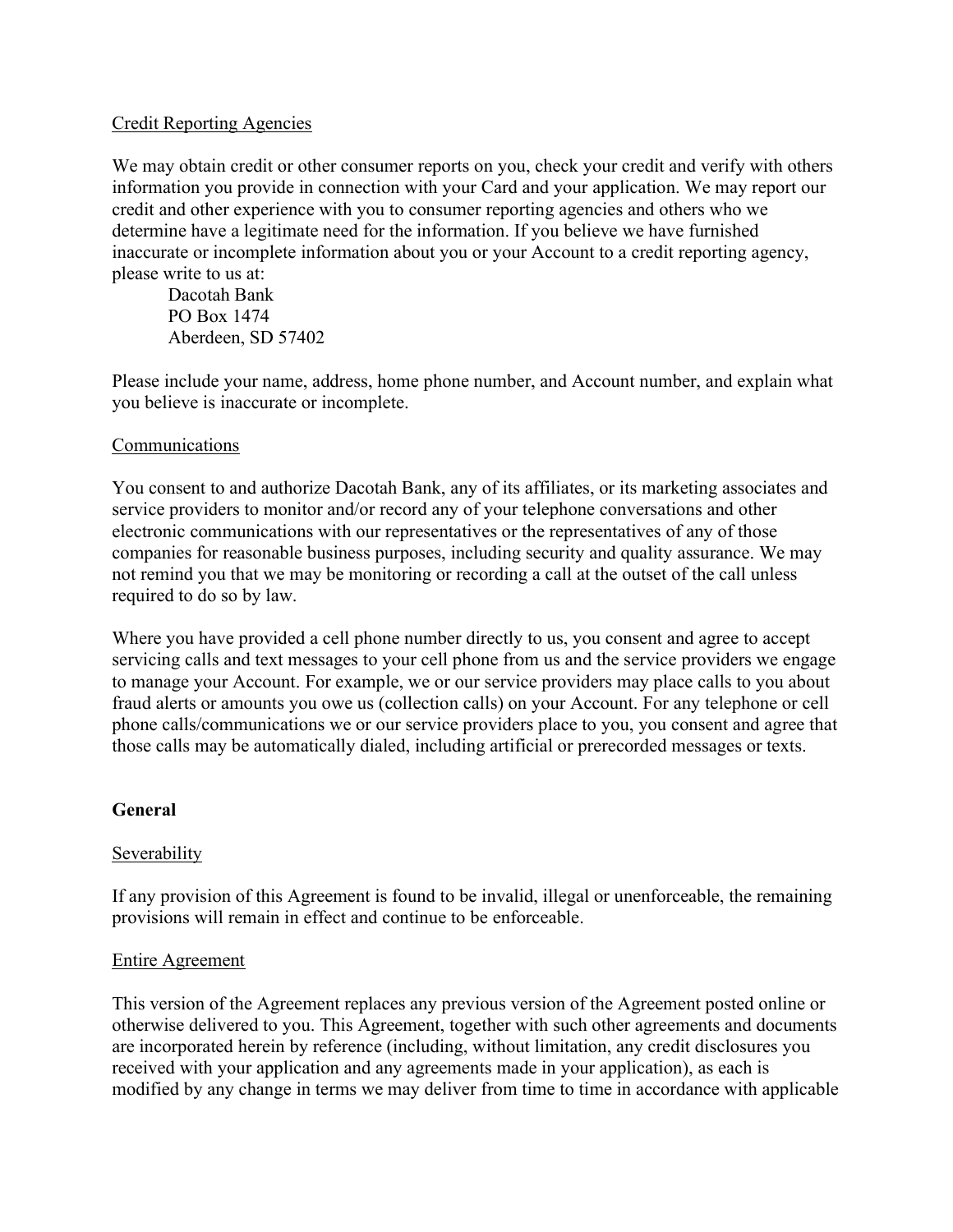Credit Reporting Agencies

We may obtain credit or other consumer reports on you, check your credit and verify with others information you provide in connection with your Card and your application. We may report our credit and other experience with you to consumer reporting agencies and others who we determine have a legitimate need for the information. If you believe we have furnished inaccurate or incomplete information about you or your Account to a credit reporting agency, please write to us at:

Dacotah Bank  
PO Box 1474  
Aberdeen, SD 57402

Please include your name, address, home phone number, and Account number, and explain what you believe is inaccurate or incomplete.

Communications

You consent to and authorize Dacotah Bank, any of its affiliates, or its marketing associates and service providers to monitor and/or record any of your telephone conversations and other electronic communications with our representatives or the representatives of any of those companies for reasonable business purposes, including security and quality assurance. We may not remind you that we may be monitoring or recording a call at the outset of the call unless required to do so by law.

Where you have provided a cell phone number directly to us, you consent and agree to accept servicing calls and text messages to your cell phone from us and the service providers we engage to manage your Account. For example, we or our service providers may place calls to you about fraud alerts or amounts you owe us (collection calls) on your Account. For any telephone or cell phone calls/communications we or our service providers place to you, you consent and agree that those calls may be automatically dialed, including artificial or prerecorded messages or texts.

**General**

Severability

If any provision of this Agreement is found to be invalid, illegal or unenforceable, the remaining provisions will remain in effect and continue to be enforceable.

Entire Agreement

This version of the Agreement replaces any previous version of the Agreement posted online or otherwise delivered to you. This Agreement, together with such other agreements and documents are incorporated herein by reference (including, without limitation, any credit disclosures you received with your application and any agreements made in your application), as each is modified by any change in terms we may deliver from time to time in accordance with applicable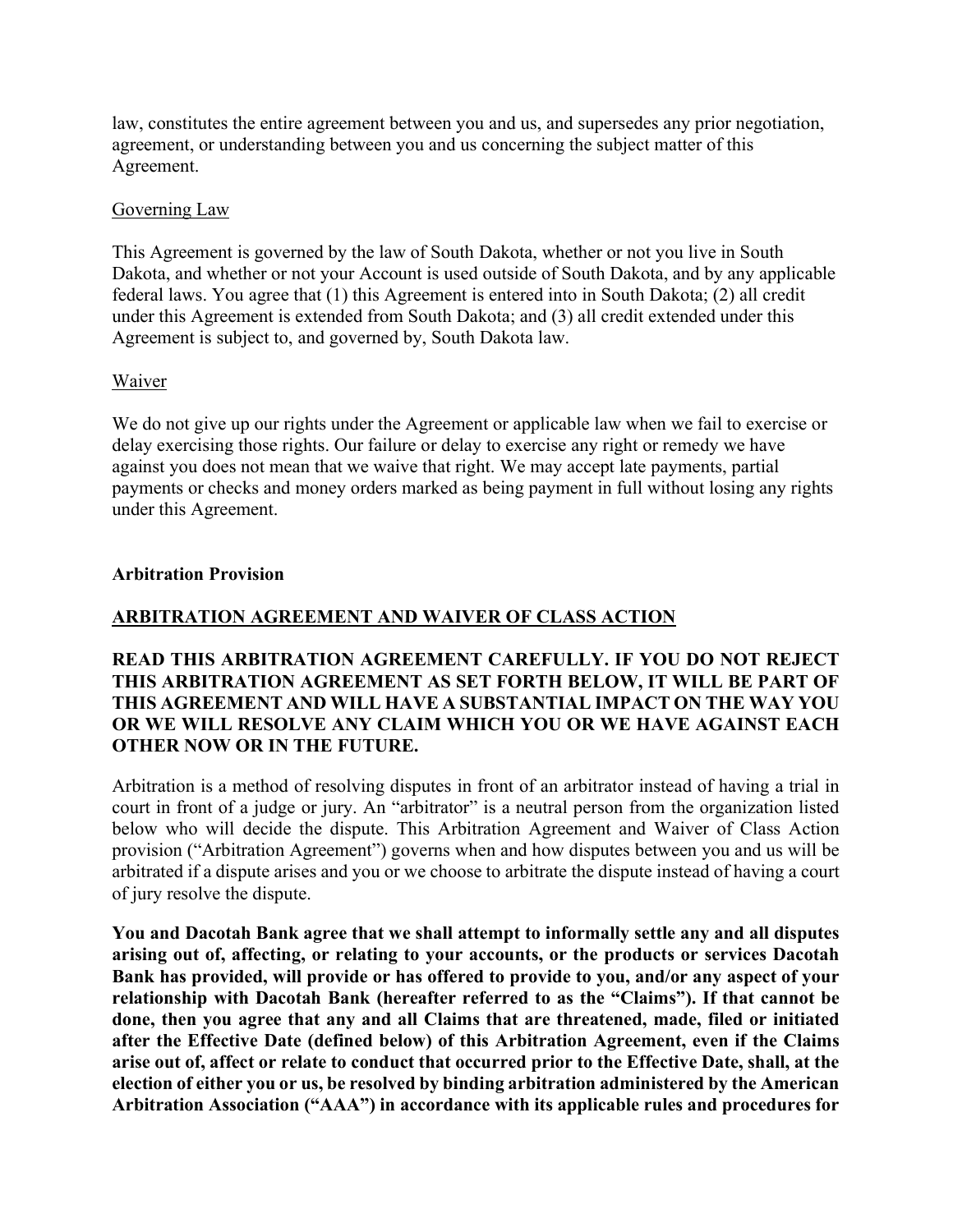law, constitutes the entire agreement between you and us, and supersedes any prior negotiation, agreement, or understanding between you and us concerning the subject matter of this Agreement.

Governing Law

This Agreement is governed by the law of South Dakota, whether or not you live in South Dakota, and whether or not your Account is used outside of South Dakota, and by any applicable federal laws. You agree that (1) this Agreement is entered into in South Dakota; (2) all credit under this Agreement is extended from South Dakota; and (3) all credit extended under this Agreement is subject to, and governed by, South Dakota law.

Waiver

We do not give up our rights under the Agreement or applicable law when we fail to exercise or delay exercising those rights. Our failure or delay to exercise any right or remedy we have against you does not mean that we waive that right. We may accept late payments, partial payments or checks and money orders marked as being payment in full without losing any rights under this Agreement.

**Arbitration Provision**

**ARBITRATION AGREEMENT AND WAIVER OF CLASS ACTION**

**READ THIS ARBITRATION AGREEMENT CAREFULLY. IF YOU DO NOT REJECT THIS ARBITRATION AGREEMENT AS SET FORTH BELOW, IT WILL BE PART OF THIS AGREEMENT AND WILL HAVE A SUBSTANTIAL IMPACT ON THE WAY YOU OR WE WILL RESOLVE ANY CLAIM WHICH YOU OR WE HAVE AGAINST EACH OTHER NOW OR IN THE FUTURE.**

Arbitration is a method of resolving disputes in front of an arbitrator instead of having a trial in court in front of a judge or jury. An "arbitrator" is a neutral person from the organization listed below who will decide the dispute. This Arbitration Agreement and Waiver of Class Action provision ("Arbitration Agreement") governs when and how disputes between you and us will be arbitrated if a dispute arises and you or we choose to arbitrate the dispute instead of having a court of jury resolve the dispute.

**You and Dacotah Bank agree that we shall attempt to informally settle any and all disputes arising out of, affecting, or relating to your accounts, or the products or services Dacotah Bank has provided, will provide or has offered to provide to you, and/or any aspect of your relationship with Dacotah Bank (hereafter referred to as the "Claims"). If that cannot be done, then you agree that any and all Claims that are threatened, made, filed or initiated after the Effective Date (defined below) of this Arbitration Agreement, even if the Claims arise out of, affect or relate to conduct that occurred prior to the Effective Date, shall, at the election of either you or us, be resolved by binding arbitration administered by the American Arbitration Association ("AAA") in accordance with its applicable rules and procedures for**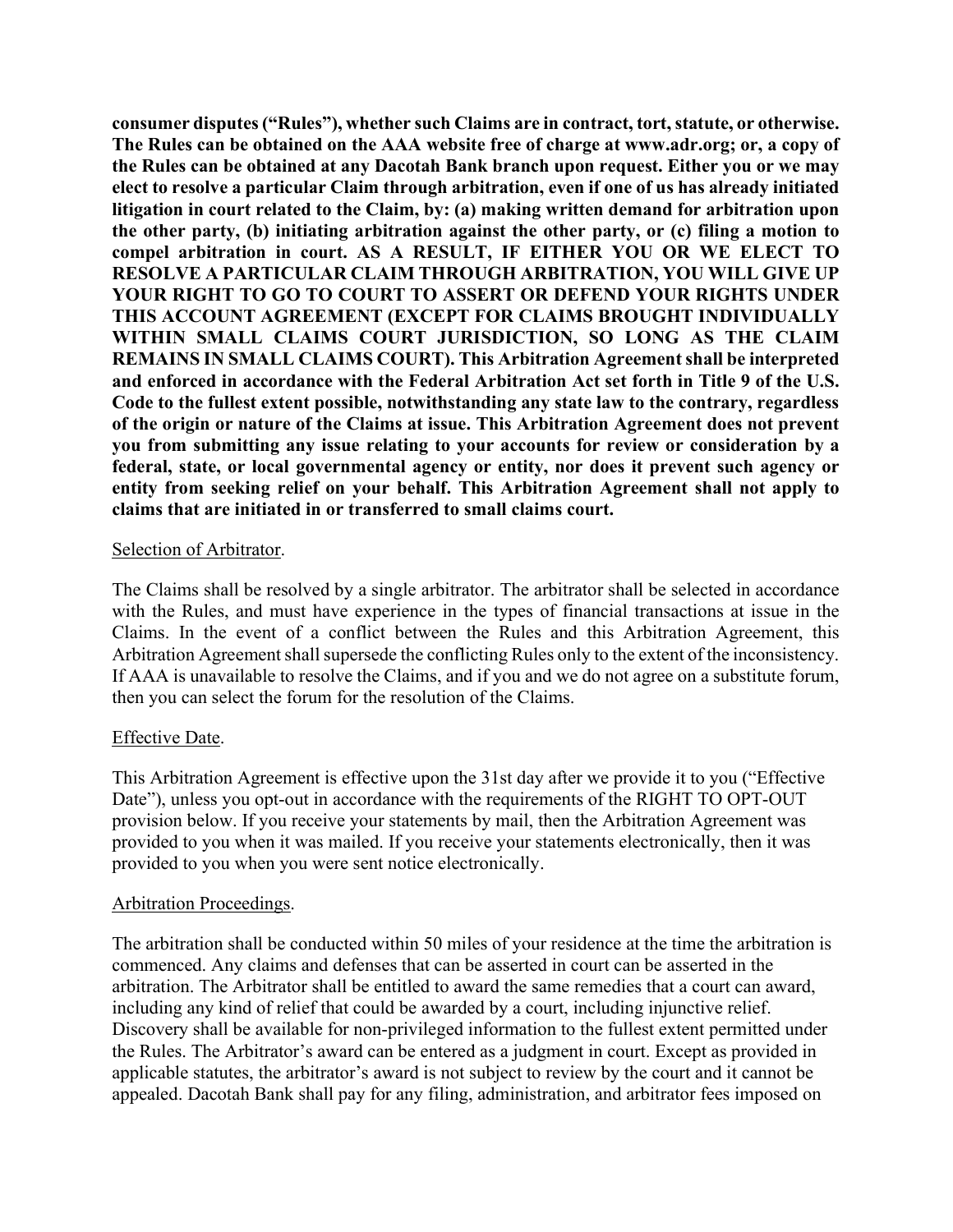**consumer disputes ("Rules"), whether such Claims are in contract, tort, statute, or otherwise. The Rules can be obtained on the AAA website free of charge at www.adr.org; or, a copy of the Rules can be obtained at any Dacotah Bank branch upon request. Either you or we may elect to resolve a particular Claim through arbitration, even if one of us has already initiated litigation in court related to the Claim, by: (a) making written demand for arbitration upon the other party, (b) initiating arbitration against the other party, or (c) filing a motion to compel arbitration in court. AS A RESULT, IF EITHER YOU OR WE ELECT TO RESOLVE A PARTICULAR CLAIM THROUGH ARBITRATION, YOU WILL GIVE UP YOUR RIGHT TO GO TO COURT TO ASSERT OR DEFEND YOUR RIGHTS UNDER THIS ACCOUNT AGREEMENT (EXCEPT FOR CLAIMS BROUGHT INDIVIDUALLY WITHIN SMALL CLAIMS COURT JURISDICTION, SO LONG AS THE CLAIM REMAINS IN SMALL CLAIMS COURT). This Arbitration Agreement shall be interpreted and enforced in accordance with the Federal Arbitration Act set forth in Title 9 of the U.S. Code to the fullest extent possible, notwithstanding any state law to the contrary, regardless of the origin or nature of the Claims at issue. This Arbitration Agreement does not prevent you from submitting any issue relating to your accounts for review or consideration by a federal, state, or local governmental agency or entity, nor does it prevent such agency or entity from seeking relief on your behalf. This Arbitration Agreement shall not apply to claims that are initiated in or transferred to small claims court.**

<u>Selection of Arbitrator</u>.

The Claims shall be resolved by a single arbitrator. The arbitrator shall be selected in accordance with the Rules, and must have experience in the types of financial transactions at issue in the Claims. In the event of a conflict between the Rules and this Arbitration Agreement, this Arbitration Agreement shall supersede the conflicting Rules only to the extent of the inconsistency. If AAA is unavailable to resolve the Claims, and if you and we do not agree on a substitute forum, then you can select the forum for the resolution of the Claims.

<u>Effective Date</u>.

This Arbitration Agreement is effective upon the 31st day after we provide it to you ("Effective Date"), unless you opt-out in accordance with the requirements of the RIGHT TO OPT-OUT provision below. If you receive your statements by mail, then the Arbitration Agreement was provided to you when it was mailed. If you receive your statements electronically, then it was provided to you when you were sent notice electronically.

<u>Arbitration Proceedings</u>.

The arbitration shall be conducted within 50 miles of your residence at the time the arbitration is commenced. Any claims and defenses that can be asserted in court can be asserted in the arbitration. The Arbitrator shall be entitled to award the same remedies that a court can award, including any kind of relief that could be awarded by a court, including injunctive relief. Discovery shall be available for non-privileged information to the fullest extent permitted under the Rules. The Arbitrator's award can be entered as a judgment in court. Except as provided in applicable statutes, the arbitrator's award is not subject to review by the court and it cannot be appealed. Dacotah Bank shall pay for any filing, administration, and arbitrator fees imposed on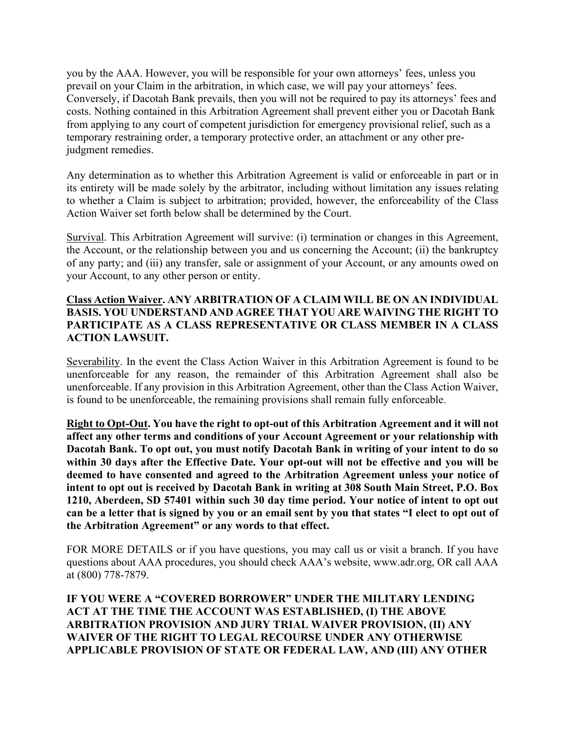you by the AAA. However, you will be responsible for your own attorneys' fees, unless you prevail on your Claim in the arbitration, in which case, we will pay your attorneys' fees. Conversely, if Dacotah Bank prevails, then you will not be required to pay its attorneys' fees and costs. Nothing contained in this Arbitration Agreement shall prevent either you or Dacotah Bank from applying to any court of competent jurisdiction for emergency provisional relief, such as a temporary restraining order, a temporary protective order, an attachment or any other pre-judgment remedies.

Any determination as to whether this Arbitration Agreement is valid or enforceable in part or in its entirety will be made solely by the arbitrator, including without limitation any issues relating to whether a Claim is subject to arbitration; provided, however, the enforceability of the Class Action Waiver set forth below shall be determined by the Court.

<u>Survival</u>. This Arbitration Agreement will survive: (i) termination or changes in this Agreement, the Account, or the relationship between you and us concerning the Account; (ii) the bankruptcy of any party; and (iii) any transfer, sale or assignment of your Account, or any amounts owed on your Account, to any other person or entity.

**<u>Class Action Waiver</u>. ANY ARBITRATION OF A CLAIM WILL BE ON AN INDIVIDUAL BASIS. YOU UNDERSTAND AND AGREE THAT YOU ARE WAIVING THE RIGHT TO PARTICIPATE AS A CLASS REPRESENTATIVE OR CLASS MEMBER IN A CLASS ACTION LAWSUIT.**

<u>Severability</u>. In the event the Class Action Waiver in this Arbitration Agreement is found to be unenforceable for any reason, the remainder of this Arbitration Agreement shall also be unenforceable. If any provision in this Arbitration Agreement, other than the Class Action Waiver, is found to be unenforceable, the remaining provisions shall remain fully enforceable.

**<u>Right to Opt-Out</u>. You have the right to opt-out of this Arbitration Agreement and it will not affect any other terms and conditions of your Account Agreement or your relationship with Dacotah Bank. To opt out, you must notify Dacotah Bank in writing of your intent to do so within 30 days after the Effective Date. Your opt-out will not be effective and you will be deemed to have consented and agreed to the Arbitration Agreement unless your notice of intent to opt out is received by Dacotah Bank in writing at 308 South Main Street, P.O. Box 1210, Aberdeen, SD 57401 within such 30 day time period. Your notice of intent to opt out can be a letter that is signed by you or an email sent by you that states "I elect to opt out of the Arbitration Agreement" or any words to that effect.**

FOR MORE DETAILS or if you have questions, you may call us or visit a branch. If you have questions about AAA procedures, you should check AAA's website, www.adr.org, OR call AAA at (800) 778-7879.

**IF YOU WERE A "COVERED BORROWER" UNDER THE MILITARY LENDING ACT AT THE TIME THE ACCOUNT WAS ESTABLISHED, (I) THE ABOVE ARBITRATION PROVISION AND JURY TRIAL WAIVER PROVISION, (II) ANY WAIVER OF THE RIGHT TO LEGAL RECOURSE UNDER ANY OTHERWISE APPLICABLE PROVISION OF STATE OR FEDERAL LAW, AND (III) ANY OTHER**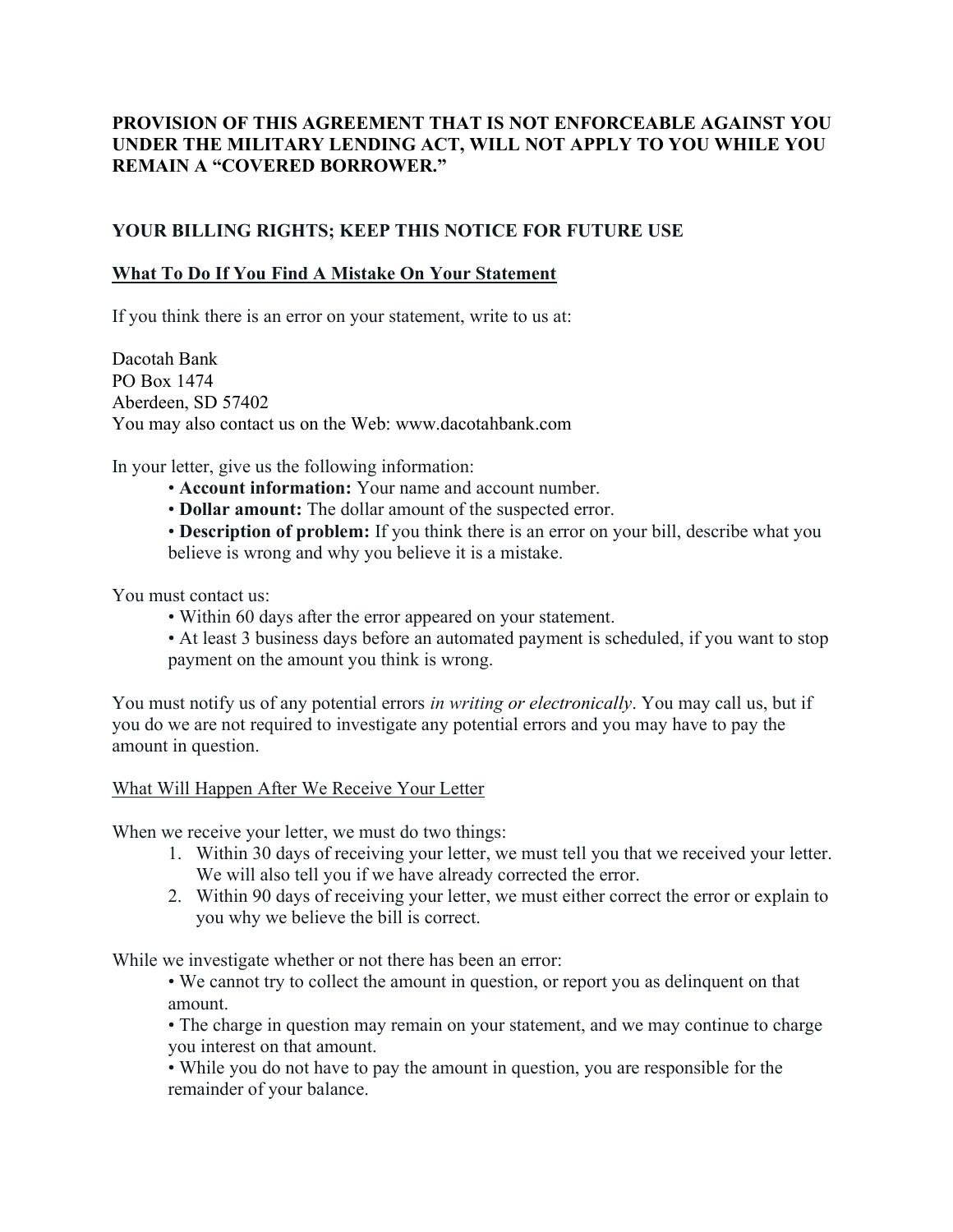**PROVISION OF THIS AGREEMENT THAT IS NOT ENFORCEABLE AGAINST YOU UNDER THE MILITARY LENDING ACT, WILL NOT APPLY TO YOU WHILE YOU REMAIN A "COVERED BORROWER."**

## YOUR BILLING RIGHTS; KEEP THIS NOTICE FOR FUTURE USE

### What To Do If You Find A Mistake On Your Statement

If you think there is an error on your statement, write to us at:

Dacotah Bank
PO Box 1474
Aberdeen, SD 57402
You may also contact us on the Web: www.dacotahbank.com

In your letter, give us the following information:

- **Account information:** Your name and account number.
- **Dollar amount:** The dollar amount of the suspected error.
- **Description of problem:** If you think there is an error on your bill, describe what you believe is wrong and why you believe it is a mistake.

You must contact us:

- Within 60 days after the error appeared on your statement.
- At least 3 business days before an automated payment is scheduled, if you want to stop payment on the amount you think is wrong.

You must notify us of any potential errors *in writing or electronically*. You may call us, but if you do we are not required to investigate any potential errors and you may have to pay the amount in question.

#### What Will Happen After We Receive Your Letter

When we receive your letter, we must do two things:

1. Within 30 days of receiving your letter, we must tell you that we received your letter. We will also tell you if we have already corrected the error.
2. Within 90 days of receiving your letter, we must either correct the error or explain to you why we believe the bill is correct.

While we investigate whether or not there has been an error:

- We cannot try to collect the amount in question, or report you as delinquent on that amount.
- The charge in question may remain on your statement, and we may continue to charge you interest on that amount.
- While you do not have to pay the amount in question, you are responsible for the remainder of your balance.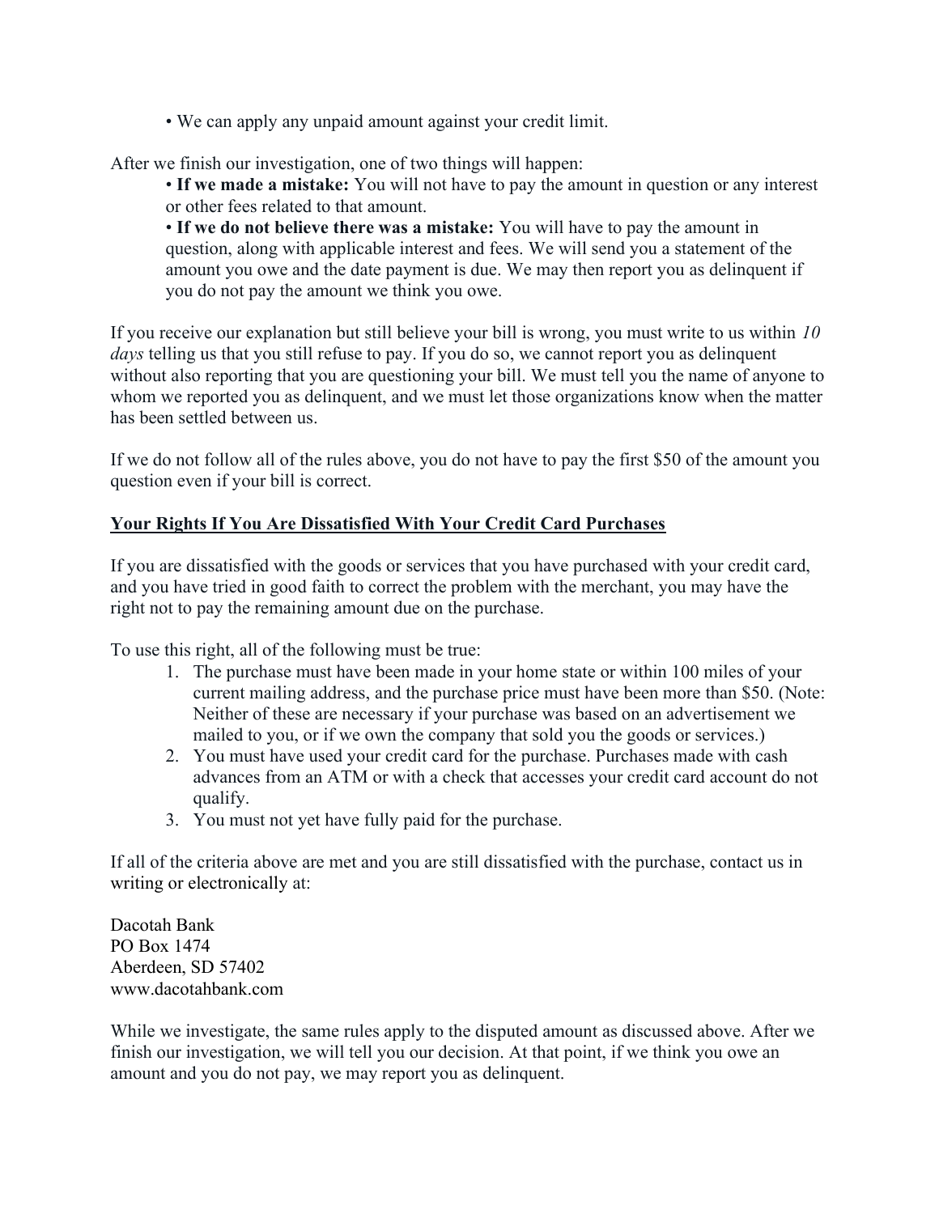- We can apply any unpaid amount against your credit limit.

After we finish our investigation, one of two things will happen:

- **If we made a mistake:** You will not have to pay the amount in question or any interest or other fees related to that amount.
- **If we do not believe there was a mistake:** You will have to pay the amount in question, along with applicable interest and fees. We will send you a statement of the amount you owe and the date payment is due. We may then report you as delinquent if you do not pay the amount we think you owe.

If you receive our explanation but still believe your bill is wrong, you must write to us within *10 days* telling us that you still refuse to pay. If you do so, we cannot report you as delinquent without also reporting that you are questioning your bill. We must tell you the name of anyone to whom we reported you as delinquent, and we must let those organizations know when the matter has been settled between us.

If we do not follow all of the rules above, you do not have to pay the first $50 of the amount you question even if your bill is correct.

## Your Rights If You Are Dissatisfied With Your Credit Card Purchases

If you are dissatisfied with the goods or services that you have purchased with your credit card, and you have tried in good faith to correct the problem with the merchant, you may have the right not to pay the remaining amount due on the purchase.

To use this right, all of the following must be true:

1. The purchase must have been made in your home state or within 100 miles of your current mailing address, and the purchase price must have been more than $50. (Note: Neither of these are necessary if your purchase was based on an advertisement we mailed to you, or if we own the company that sold you the goods or services.)
2. You must have used your credit card for the purchase. Purchases made with cash advances from an ATM or with a check that accesses your credit card account do not qualify.
3. You must not yet have fully paid for the purchase.

If all of the criteria above are met and you are still dissatisfied with the purchase, contact us in writing or electronically at:

Dacotah Bank
PO Box 1474
Aberdeen, SD 57402
www.dacotahbank.com

While we investigate, the same rules apply to the disputed amount as discussed above. After we finish our investigation, we will tell you our decision. At that point, if we think you owe an amount and you do not pay, we may report you as delinquent.